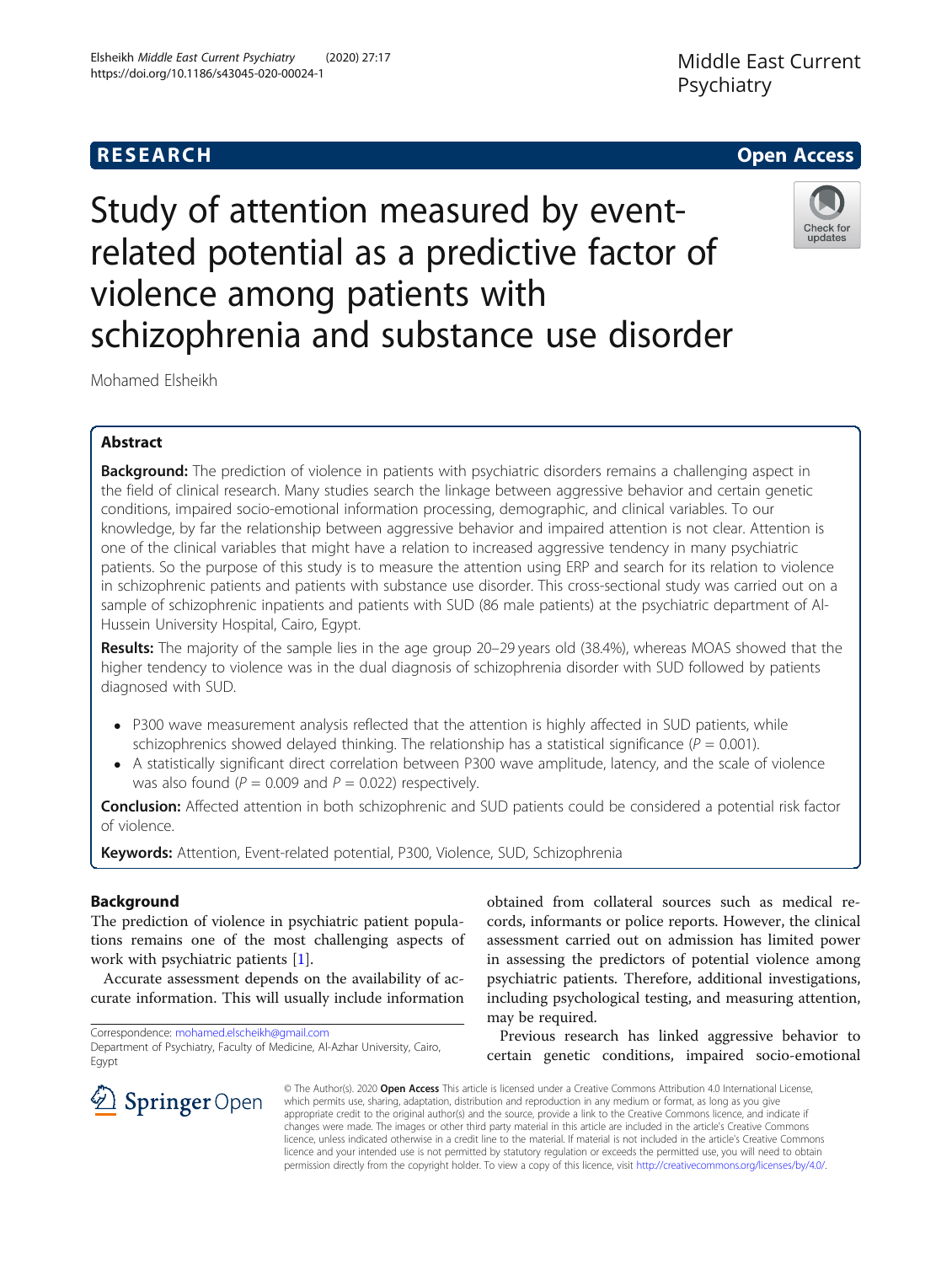# Study of attention measured by event-related potential as a predictive factor of violence among patients with schizophrenia and substance use disorder

Mohamed Elsheikh

## Abstract

**Background:** The prediction of violence in patients with psychiatric disorders remains a challenging aspect in the field of clinical research. Many studies search the linkage between aggressive behavior and certain genetic conditions, impaired socio-emotional information processing, demographic, and clinical variables. To our knowledge, by far the relationship between aggressive behavior and impaired attention is not clear. Attention is one of the clinical variables that might have a relation to increased aggressive tendency in many psychiatric patients. So the purpose of this study is to measure the attention using ERP and search for its relation to violence in schizophrenic patients and patients with substance use disorder. This cross-sectional study was carried out on a sample of schizophrenic inpatients and patients with SUD (86 male patients) at the psychiatric department of Al-Hussein University Hospital, Cairo, Egypt.

**Results:** The majority of the sample lies in the age group 20–29 years old (38.4%), whereas MOAS showed that the higher tendency to violence was in the dual diagnosis of schizophrenia disorder with SUD followed by patients diagnosed with SUD.

- P300 wave measurement analysis reflected that the attention is highly affected in SUD patients, while schizophrenics showed delayed thinking. The relationship has a statistical significance ($P = 0.001$).
- A statistically significant direct correlation between P300 wave amplitude, latency, and the scale of violence was also found ($P = 0.009$ and $P = 0.022$) respectively.

**Conclusion:** Affected attention in both schizophrenic and SUD patients could be considered a potential risk factor of violence.

**Keywords:** Attention, Event-related potential, P300, Violence, SUD, Schizophrenia

## Background

The prediction of violence in psychiatric patient populations remains one of the most challenging aspects of work with psychiatric patients [1].

Accurate assessment depends on the availability of accurate information. This will usually include information obtained from collateral sources such as medical records, informants or police reports. However, the clinical assessment carried out on admission has limited power in assessing the predictors of potential violence among psychiatric patients. Therefore, additional investigations, including psychological testing, and measuring attention, may be required.

Previous research has linked aggressive behavior to certain genetic conditions, impaired socio-emotional

Correspondence: mohamed.elscheikh@gmail.com
Department of Psychiatry, Faculty of Medicine, Al-Azhar University, Cairo, Egypt

© The Author(s). 2020 **Open Access** This article is licensed under a Creative Commons Attribution 4.0 International License, which permits use, sharing, adaptation, distribution and reproduction in any medium or format, as long as you give appropriate credit to the original author(s) and the source, provide a link to the Creative Commons licence, and indicate if changes were made. The images or other third party material in this article are included in the article's Creative Commons licence, unless indicated otherwise in a credit line to the material. If material is not included in the article's Creative Commons licence and your intended use is not permitted by statutory regulation or exceeds the permitted use, you will need to obtain permission directly from the copyright holder. To view a copy of this licence, visit http://creativecommons.org/licenses/by/4.0/.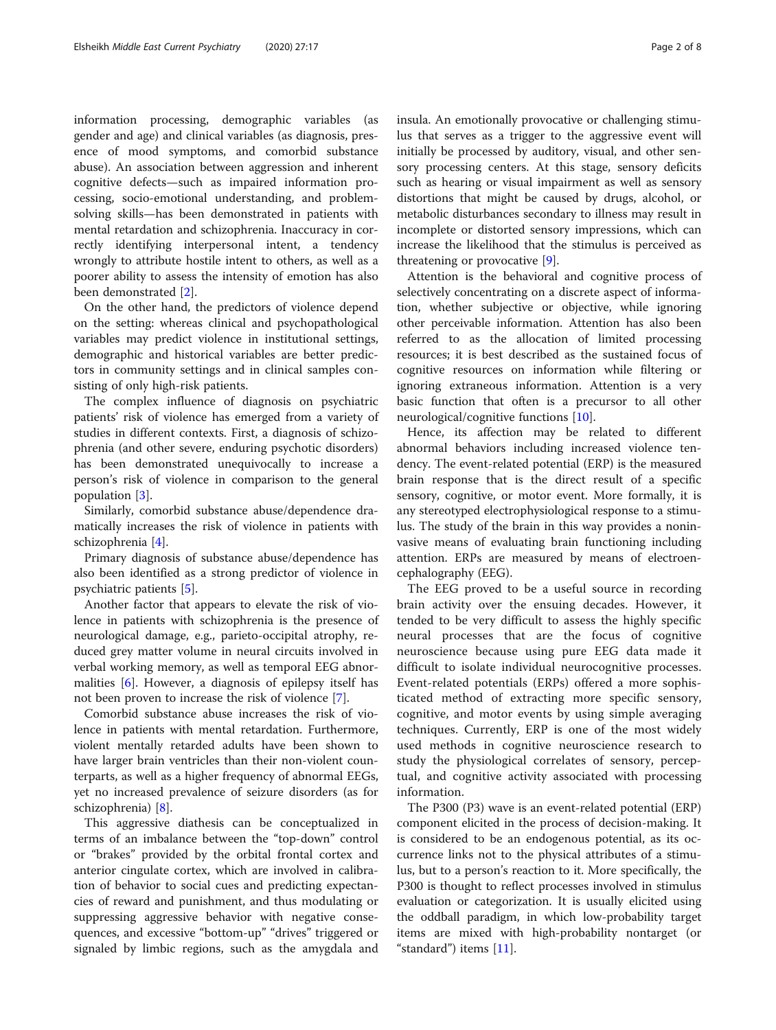information processing, demographic variables (as gender and age) and clinical variables (as diagnosis, presence of mood symptoms, and comorbid substance abuse). An association between aggression and inherent cognitive defects—such as impaired information processing, socio-emotional understanding, and problem-solving skills—has been demonstrated in patients with mental retardation and schizophrenia. Inaccuracy in correctly identifying interpersonal intent, a tendency wrongly to attribute hostile intent to others, as well as a poorer ability to assess the intensity of emotion has also been demonstrated [2].

On the other hand, the predictors of violence depend on the setting: whereas clinical and psychopathological variables may predict violence in institutional settings, demographic and historical variables are better predictors in community settings and in clinical samples consisting of only high-risk patients.

The complex influence of diagnosis on psychiatric patients' risk of violence has emerged from a variety of studies in different contexts. First, a diagnosis of schizophrenia (and other severe, enduring psychotic disorders) has been demonstrated unequivocally to increase a person's risk of violence in comparison to the general population [3].

Similarly, comorbid substance abuse/dependence dramatically increases the risk of violence in patients with schizophrenia [4].

Primary diagnosis of substance abuse/dependence has also been identified as a strong predictor of violence in psychiatric patients [5].

Another factor that appears to elevate the risk of violence in patients with schizophrenia is the presence of neurological damage, e.g., parieto-occipital atrophy, reduced grey matter volume in neural circuits involved in verbal working memory, as well as temporal EEG abnormalities [6]. However, a diagnosis of epilepsy itself has not been proven to increase the risk of violence [7].

Comorbid substance abuse increases the risk of violence in patients with mental retardation. Furthermore, violent mentally retarded adults have been shown to have larger brain ventricles than their non-violent counterparts, as well as a higher frequency of abnormal EEGs, yet no increased prevalence of seizure disorders (as for schizophrenia) [8].

This aggressive diathesis can be conceptualized in terms of an imbalance between the "top-down" control or "brakes" provided by the orbital frontal cortex and anterior cingulate cortex, which are involved in calibration of behavior to social cues and predicting expectancies of reward and punishment, and thus modulating or suppressing aggressive behavior with negative consequences, and excessive "bottom-up" "drives" triggered or signaled by limbic regions, such as the amygdala and insula. An emotionally provocative or challenging stimulus that serves as a trigger to the aggressive event will initially be processed by auditory, visual, and other sensory processing centers. At this stage, sensory deficits such as hearing or visual impairment as well as sensory distortions that might be caused by drugs, alcohol, or metabolic disturbances secondary to illness may result in incomplete or distorted sensory impressions, which can increase the likelihood that the stimulus is perceived as threatening or provocative [9].

Attention is the behavioral and cognitive process of selectively concentrating on a discrete aspect of information, whether subjective or objective, while ignoring other perceivable information. Attention has also been referred to as the allocation of limited processing resources; it is best described as the sustained focus of cognitive resources on information while filtering or ignoring extraneous information. Attention is a very basic function that often is a precursor to all other neurological/cognitive functions [10].

Hence, its affection may be related to different abnormal behaviors including increased violence tendency. The event-related potential (ERP) is the measured brain response that is the direct result of a specific sensory, cognitive, or motor event. More formally, it is any stereotyped electrophysiological response to a stimulus. The study of the brain in this way provides a noninvasive means of evaluating brain functioning including attention. ERPs are measured by means of electroencephalography (EEG).

The EEG proved to be a useful source in recording brain activity over the ensuing decades. However, it tended to be very difficult to assess the highly specific neural processes that are the focus of cognitive neuroscience because using pure EEG data made it difficult to isolate individual neurocognitive processes. Event-related potentials (ERPs) offered a more sophisticated method of extracting more specific sensory, cognitive, and motor events by using simple averaging techniques. Currently, ERP is one of the most widely used methods in cognitive neuroscience research to study the physiological correlates of sensory, perceptual, and cognitive activity associated with processing information.

The P300 (P3) wave is an event-related potential (ERP) component elicited in the process of decision-making. It is considered to be an endogenous potential, as its occurrence links not to the physical attributes of a stimulus, but to a person's reaction to it. More specifically, the P300 is thought to reflect processes involved in stimulus evaluation or categorization. It is usually elicited using the oddball paradigm, in which low-probability target items are mixed with high-probability nontarget (or "standard") items [11].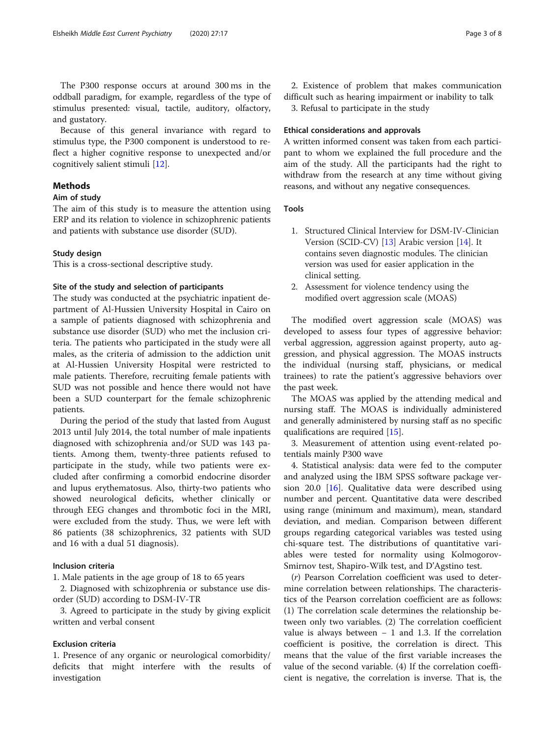The P300 response occurs at around 300 ms in the oddball paradigm, for example, regardless of the type of stimulus presented: visual, tactile, auditory, olfactory, and gustatory.

Because of this general invariance with regard to stimulus type, the P300 component is understood to reflect a higher cognitive response to unexpected and/or cognitively salient stimuli [12].

## Methods

### Aim of study

The aim of this study is to measure the attention using ERP and its relation to violence in schizophrenic patients and patients with substance use disorder (SUD).

### Study design

This is a cross-sectional descriptive study.

### Site of the study and selection of participants

The study was conducted at the psychiatric inpatient department of Al-Hussien University Hospital in Cairo on a sample of patients diagnosed with schizophrenia and substance use disorder (SUD) who met the inclusion criteria. The patients who participated in the study were all males, as the criteria of admission to the addiction unit at Al-Hussien University Hospital were restricted to male patients. Therefore, recruiting female patients with SUD was not possible and hence there would not have been a SUD counterpart for the female schizophrenic patients.

During the period of the study that lasted from August 2013 until July 2014, the total number of male inpatients diagnosed with schizophrenia and/or SUD was 143 patients. Among them, twenty-three patients refused to participate in the study, while two patients were excluded after confirming a comorbid endocrine disorder and lupus erythematosus. Also, thirty-two patients who showed neurological deficits, whether clinically or through EEG changes and thrombotic foci in the MRI, were excluded from the study. Thus, we were left with 86 patients (38 schizophrenics, 32 patients with SUD and 16 with a dual 51 diagnosis).

### Inclusion criteria

1. Male patients in the age group of 18 to 65 years
2. Diagnosed with schizophrenia or substance use disorder (SUD) according to DSM-IV-TR
3. Agreed to participate in the study by giving explicit written and verbal consent

### Exclusion criteria

1. Presence of any organic or neurological comorbidity/deficits that might interfere with the results of investigation
2. Existence of problem that makes communication difficult such as hearing impairment or inability to talk
3. Refusal to participate in the study

### Ethical considerations and approvals

A written informed consent was taken from each participant to whom we explained the full procedure and the aim of the study. All the participants had the right to withdraw from the research at any time without giving reasons, and without any negative consequences.

### Tools

1. Structured Clinical Interview for DSM-IV-Clinician Version (SCID-CV) [13] Arabic version [14]. It contains seven diagnostic modules. The clinician version was used for easier application in the clinical setting.
2. Assessment for violence tendency using the modified overt aggression scale (MOAS)

The modified overt aggression scale (MOAS) was developed to assess four types of aggressive behavior: verbal aggression, aggression against property, auto aggression, and physical aggression. The MOAS instructs the individual (nursing staff, physicians, or medical trainees) to rate the patient's aggressive behaviors over the past week.

The MOAS was applied by the attending medical and nursing staff. The MOAS is individually administered and generally administered by nursing staff as no specific qualifications are required [15].

3. Measurement of attention using event-related potentials mainly P300 wave

4. Statistical analysis: data were fed to the computer and analyzed using the IBM SPSS software package version 20.0 [16]. Qualitative data were described using number and percent. Quantitative data were described using range (minimum and maximum), mean, standard deviation, and median. Comparison between different groups regarding categorical variables was tested using chi-square test. The distributions of quantitative variables were tested for normality using Kolmogorov-Smirnov test, Shapiro-Wilk test, and D'Agstino test.

($r$) Pearson Correlation coefficient was used to determine correlation between relationships. The characteristics of the Pearson correlation coefficient are as follows: (1) The correlation scale determines the relationship between only two variables. (2) The correlation coefficient value is always between − 1 and 1.3. If the correlation coefficient is positive, the correlation is direct. This means that the value of the first variable increases the value of the second variable. (4) If the correlation coefficient is negative, the correlation is inverse. That is, the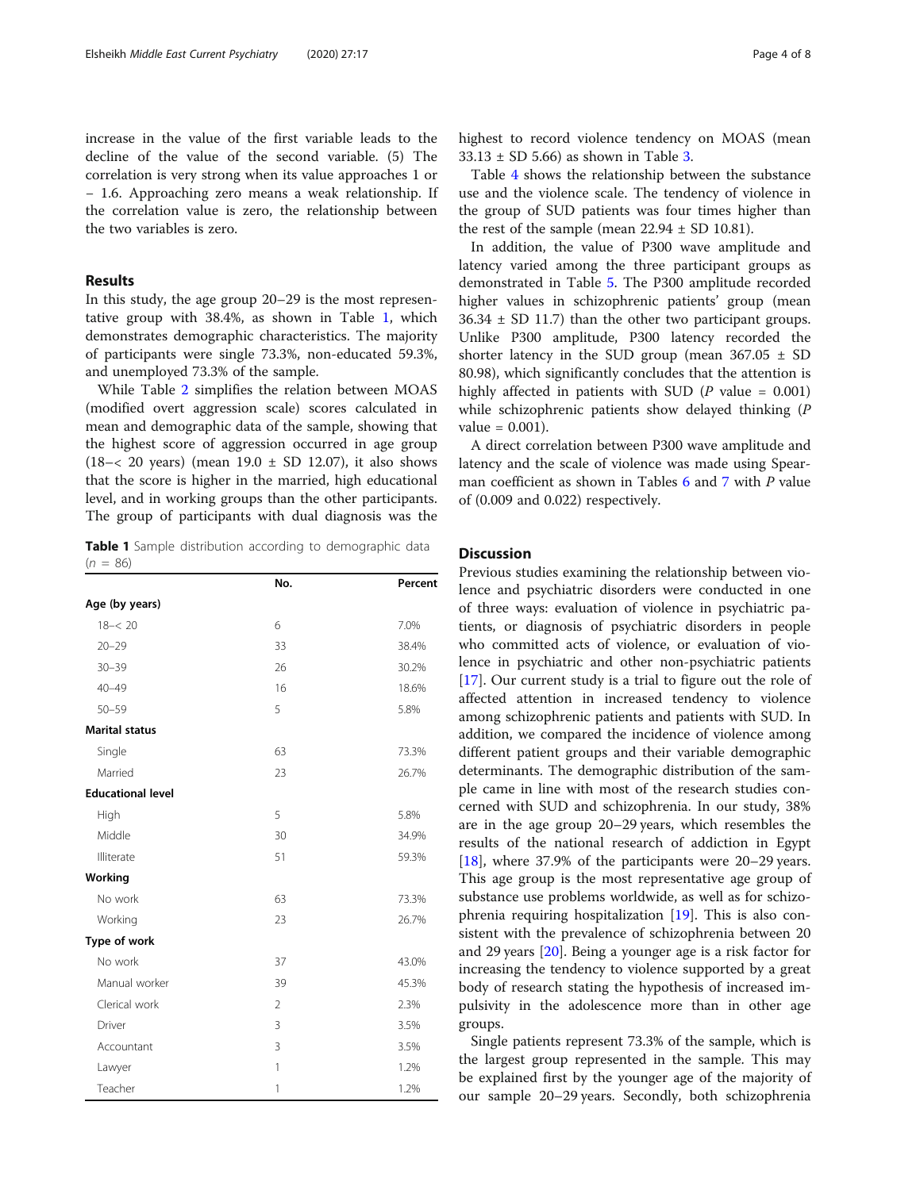increase in the value of the first variable leads to the decline of the value of the second variable. (5) The correlation is very strong when its value approaches 1 or − 1.6. Approaching zero means a weak relationship. If the correlation value is zero, the relationship between the two variables is zero.

## Results

In this study, the age group 20–29 is the most representative group with 38.4%, as shown in Table 1, which demonstrates demographic characteristics. The majority of participants were single 73.3%, non-educated 59.3%, and unemployed 73.3% of the sample.

While Table 2 simplifies the relation between MOAS (modified overt aggression scale) scores calculated in mean and demographic data of the sample, showing that the highest score of aggression occurred in age group (18–< 20 years) (mean 19.0 ± SD 12.07), it also shows that the score is higher in the married, high educational level, and in working groups than the other participants. The group of participants with dual diagnosis was the highest to record violence tendency on MOAS (mean 33.13 ± SD 5.66) as shown in Table 3.

Table 4 shows the relationship between the substance use and the violence scale. The tendency of violence in the group of SUD patients was four times higher than the rest of the sample (mean 22.94 ± SD 10.81).

In addition, the value of P300 wave amplitude and latency varied among the three participant groups as demonstrated in Table 5. The P300 amplitude recorded higher values in schizophrenic patients' group (mean 36.34 ± SD 11.7) than the other two participant groups. Unlike P300 amplitude, P300 latency recorded the shorter latency in the SUD group (mean 367.05 ± SD 80.98), which significantly concludes that the attention is highly affected in patients with SUD (*P* value = 0.001) while schizophrenic patients show delayed thinking (*P* value = 0.001).

A direct correlation between P300 wave amplitude and latency and the scale of violence was made using Spearman coefficient as shown in Tables 6 and 7 with *P* value of (0.009 and 0.022) respectively.

**Table 1** Sample distribution according to demographic data ($n$ = 86)

| | No. | Percent |
|---|---|---|
| **Age (by years)** | | |
| 18–< 20 | 6 | 7.0% |
| 20–29 | 33 | 38.4% |
| 30–39 | 26 | 30.2% |
| 40–49 | 16 | 18.6% |
| 50–59 | 5 | 5.8% |
| **Marital status** | | |
| Single | 63 | 73.3% |
| Married | 23 | 26.7% |
| **Educational level** | | |
| High | 5 | 5.8% |
| Middle | 30 | 34.9% |
| Illiterate | 51 | 59.3% |
| **Working** | | |
| No work | 63 | 73.3% |
| Working | 23 | 26.7% |
| **Type of work** | | |
| No work | 37 | 43.0% |
| Manual worker | 39 | 45.3% |
| Clerical work | 2 | 2.3% |
| Driver | 3 | 3.5% |
| Accountant | 3 | 3.5% |
| Lawyer | 1 | 1.2% |
| Teacher | 1 | 1.2% |

## Discussion

Previous studies examining the relationship between violence and psychiatric disorders were conducted in one of three ways: evaluation of violence in psychiatric patients, or diagnosis of psychiatric disorders in people who committed acts of violence, or evaluation of violence in psychiatric and other non-psychiatric patients [17]. Our current study is a trial to figure out the role of affected attention in increased tendency to violence among schizophrenic patients and patients with SUD. In addition, we compared the incidence of violence among different patient groups and their variable demographic determinants. The demographic distribution of the sample came in line with most of the research studies concerned with SUD and schizophrenia. In our study, 38% are in the age group 20–29 years, which resembles the results of the national research of addiction in Egypt [18], where 37.9% of the participants were 20–29 years. This age group is the most representative age group of substance use problems worldwide, as well as for schizophrenia requiring hospitalization [19]. This is also consistent with the prevalence of schizophrenia between 20 and 29 years [20]. Being a younger age is a risk factor for increasing the tendency to violence supported by a great body of research stating the hypothesis of increased impulsivity in the adolescence more than in other age groups.

Single patients represent 73.3% of the sample, which is the largest group represented in the sample. This may be explained first by the younger age of the majority of our sample 20–29 years. Secondly, both schizophrenia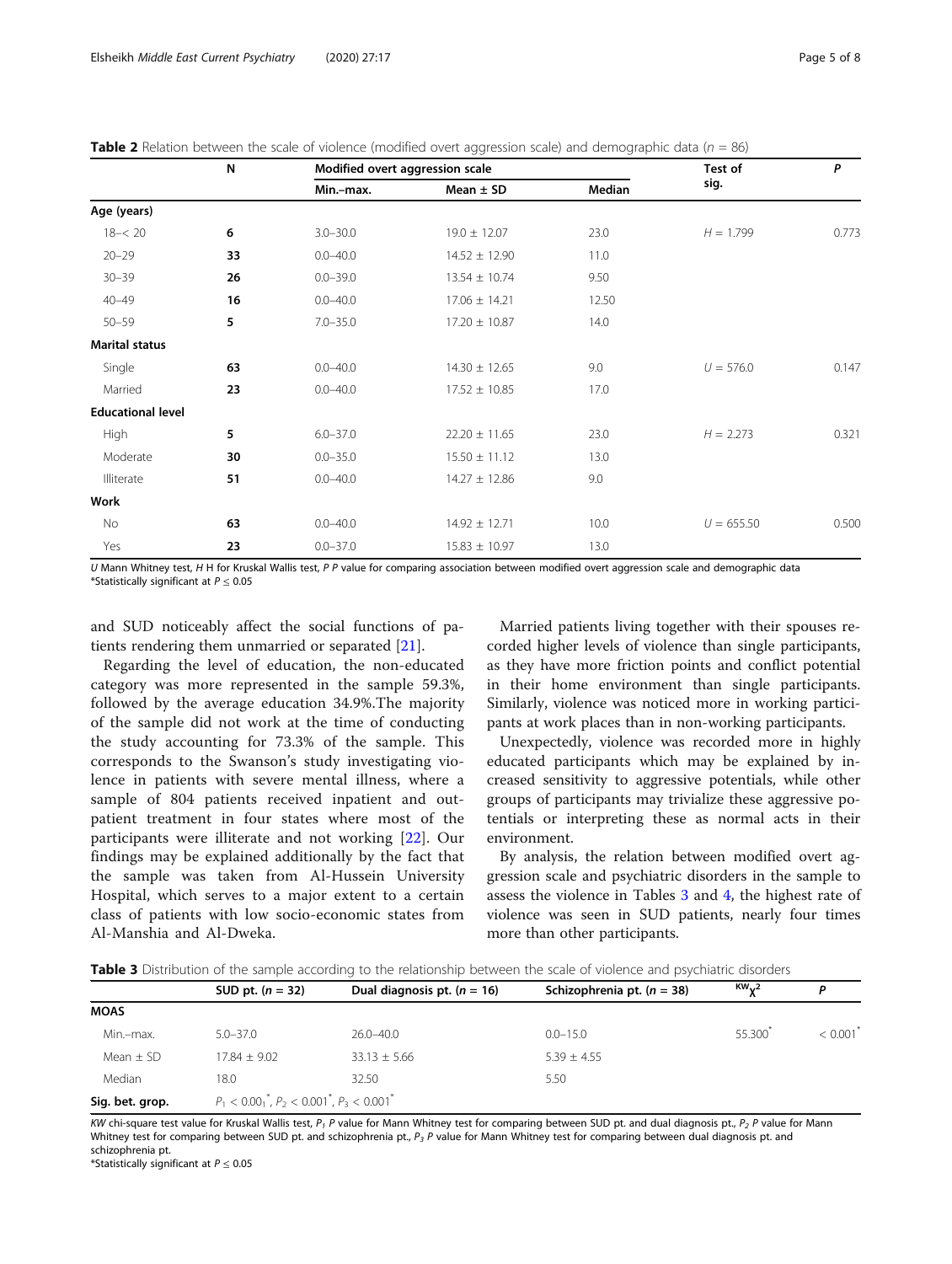**Table 2** Relation between the scale of violence (modified overt aggression scale) and demographic data ($n$ = 86)

| | N | Modified overt aggression scale | | | Test of sig. | P |
|---|---|---|---|---|---|---|
| | | Min.–max. | Mean ± SD | Median | | |
| **Age (years)** | | | | | | |
| 18–< 20 | 6 | 3.0–30.0 | 19.0 ± 12.07 | 23.0 | $H$ = 1.799 | 0.773 |
| 20–29 | 33 | 0.0–40.0 | 14.52 ± 12.90 | 11.0 | | |
| 30–39 | 26 | 0.0–39.0 | 13.54 ± 10.74 | 9.50 | | |
| 40–49 | 16 | 0.0–40.0 | 17.06 ± 14.21 | 12.50 | | |
| 50–59 | 5 | 7.0–35.0 | 17.20 ± 10.87 | 14.0 | | |
| **Marital status** | | | | | | |
| Single | 63 | 0.0–40.0 | 14.30 ± 12.65 | 9.0 | $U$ = 576.0 | 0.147 |
| Married | 23 | 0.0–40.0 | 17.52 ± 10.85 | 17.0 | | |
| **Educational level** | | | | | | |
| High | 5 | 6.0–37.0 | 22.20 ± 11.65 | 23.0 | $H$ = 2.273 | 0.321 |
| Moderate | 30 | 0.0–35.0 | 15.50 ± 11.12 | 13.0 | | |
| Illiterate | 51 | 0.0–40.0 | 14.27 ± 12.86 | 9.0 | | |
| **Work** | | | | | | |
| No | 63 | 0.0–40.0 | 14.92 ± 12.71 | 10.0 | $U$ = 655.50 | 0.500 |
| Yes | 23 | 0.0–37.0 | 15.83 ± 10.97 | 13.0 | | |

*U* Mann Whitney test, *H* H for Kruskal Wallis test, *P* P value for comparing association between modified overt aggression scale and demographic data
*Statistically significant at $P \leq 0.05$

and SUD noticeably affect the social functions of patients rendering them unmarried or separated [21].

Regarding the level of education, the non-educated category was more represented in the sample 59.3%, followed by the average education 34.9%.The majority of the sample did not work at the time of conducting the study accounting for 73.3% of the sample. This corresponds to the Swanson's study investigating violence in patients with severe mental illness, where a sample of 804 patients received inpatient and outpatient treatment in four states where most of the participants were illiterate and not working [22]. Our findings may be explained additionally by the fact that the sample was taken from Al-Hussein University Hospital, which serves to a major extent to a certain class of patients with low socio-economic states from Al-Manshia and Al-Dweka.

Married patients living together with their spouses recorded higher levels of violence than single participants, as they have more friction points and conflict potential in their home environment than single participants. Similarly, violence was noticed more in working participants at work places than in non-working participants.

Unexpectedly, violence was recorded more in highly educated participants which may be explained by increased sensitivity to aggressive potentials, while other groups of participants may trivialize these aggressive potentials or interpreting these as normal acts in their environment.

By analysis, the relation between modified overt aggression scale and psychiatric disorders in the sample to assess the violence in Tables 3 and 4, the highest rate of violence was seen in SUD patients, nearly four times more than other participants.

**Table 3** Distribution of the sample according to the relationship between the scale of violence and psychiatric disorders

| | SUD pt. ($n$ = 32) | Dual diagnosis pt. ($n$ = 16) | Schizophrenia pt. ($n$ = 38) | $^{KW}\chi^2$ | P |
|---|---|---|---|---|---|
| **MOAS** | | | | | |
| Min.–max. | 5.0–37.0 | 26.0–40.0 | 0.0–15.0 | 55.300* | < 0.001* |
| Mean ± SD | 17.84 ± 9.02 | 33.13 ± 5.66 | 5.39 ± 4.55 | | |
| Median | 18.0 | 32.50 | 5.50 | | |
| **Sig. bet. grop.** | $P_1 < 0.001^*$, $P_2 < 0.001^*$, $P_3 < 0.001^*$ | | | | |

*KW* chi-square test value for Kruskal Wallis test, $P_1$ *P* value for Mann Whitney test for comparing between SUD pt. and dual diagnosis pt., $P_2$ *P* value for Mann Whitney test for comparing between SUD pt. and schizophrenia pt., $P_3$ *P* value for Mann Whitney test for comparing between dual diagnosis pt. and schizophrenia pt.
*Statistically significant at $P \leq 0.05$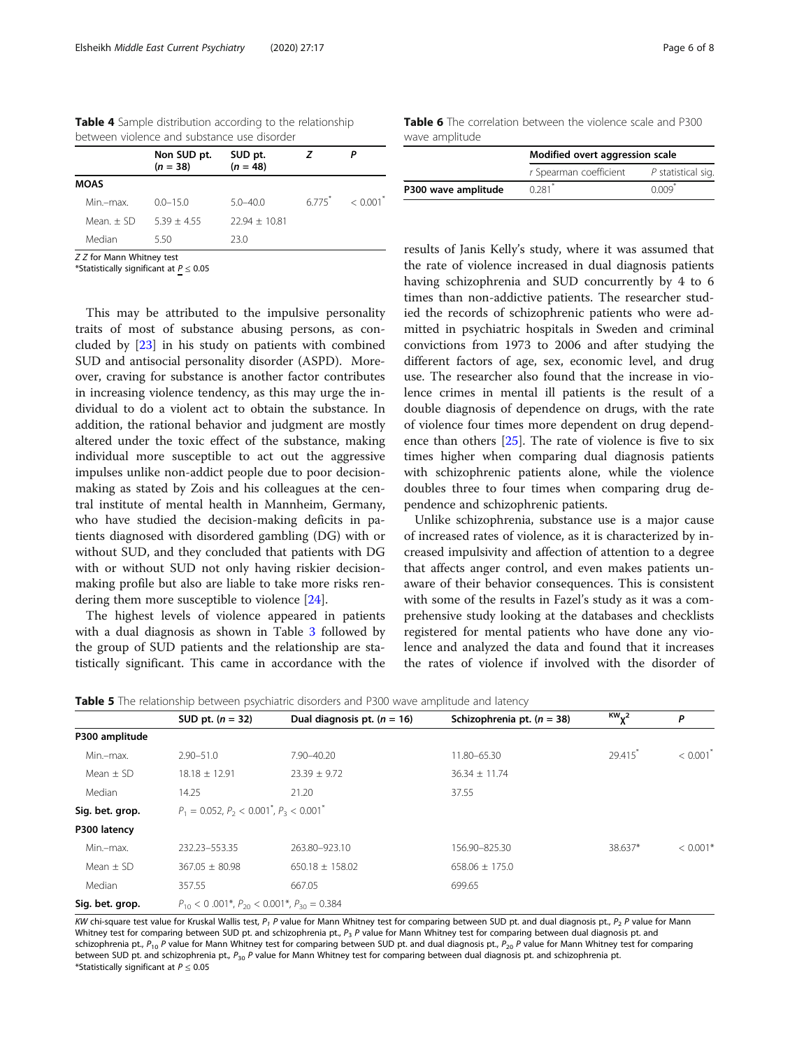**Table 4** Sample distribution according to the relationship between violence and substance use disorder

| | Non SUD pt. ($n$ = 38) | SUD pt. ($n$ = 48) | Z | P |
|---|---|---|---|---|
| **MOAS** | | | | |
| Min.–max. | 0.0–15.0 | 5.0–40.0 | 6.775* | < 0.001* |
| Mean. ± SD | 5.39 ± 4.55 | 22.94 ± 10.81 | | |
| Median | 5.50 | 23.0 | | |

Z Z for Mann Whitney test
*Statistically significant at $P \leq 0.05$

This may be attributed to the impulsive personality traits of most of substance abusing persons, as concluded by [23] in his study on patients with combined SUD and antisocial personality disorder (ASPD). Moreover, craving for substance is another factor contributes in increasing violence tendency, as this may urge the individual to do a violent act to obtain the substance. In addition, the rational behavior and judgment are mostly altered under the toxic effect of the substance, making individual more susceptible to act out the aggressive impulses unlike non-addict people due to poor decision-making as stated by Zois and his colleagues at the central institute of mental health in Mannheim, Germany, who have studied the decision-making deficits in patients diagnosed with disordered gambling (DG) with or without SUD, and they concluded that patients with DG with or without SUD not only having riskier decision-making profile but also are liable to take more risks rendering them more susceptible to violence [24].

The highest levels of violence appeared in patients with a dual diagnosis as shown in Table 3 followed by the group of SUD patients and the relationship are statistically significant. This came in accordance with the results of Janis Kelly's study, where it was assumed that the rate of violence increased in dual diagnosis patients having schizophrenia and SUD concurrently by 4 to 6 times than non-addictive patients. The researcher studied the records of schizophrenic patients who were admitted in psychiatric hospitals in Sweden and criminal convictions from 1973 to 2006 and after studying the different factors of age, sex, economic level, and drug use. The researcher also found that the increase in violence crimes in mental ill patients is the result of a double diagnosis of dependence on drugs, with the rate of violence four times more dependent on drug dependence than others [25]. The rate of violence is five to six times higher when comparing dual diagnosis patients with schizophrenic patients alone, while the violence doubles three to four times when comparing drug dependence and schizophrenic patients.

Unlike schizophrenia, substance use is a major cause of increased rates of violence, as it is characterized by increased impulsivity and affection of attention to a degree that affects anger control, and even makes patients unaware of their behavior consequences. This is consistent with some of the results in Fazel's study as it was a comprehensive study looking at the databases and checklists registered for mental patients who have done any violence and analyzed the data and found that it increases the rates of violence if involved with the disorder of

**Table 6** The correlation between the violence scale and P300 wave amplitude

| | Modified overt aggression scale | |
|---|---|---|
| | r Spearman coefficient | P statistical sig. |
| **P300 wave amplitude** | 0.281* | 0.009* |

**Table 5** The relationship between psychiatric disorders and P300 wave amplitude and latency

| | SUD pt. ($n$ = 32) | Dual diagnosis pt. ($n$ = 16) | Schizophrenia pt. ($n$ = 38) | $^{KW}\chi^2$ | P |
|---|---|---|---|---|---|
| **P300 amplitude** | | | | | |
| Min.–max. | 2.90–51.0 | 7.90–40.20 | 11.80–65.30 | 29.415* | < 0.001* |
| Mean ± SD | 18.18 ± 12.91 | 23.39 ± 9.72 | 36.34 ± 11.74 | | |
| Median | 14.25 | 21.20 | 37.55 | | |
| **Sig. bet. grop.** | $P_1$ = 0.052, $P_2$ < 0.001*, $P_3$ < 0.001* | | | | |
| **P300 latency** | | | | | |
| Min.–max. | 232.23–553.35 | 263.80–923.10 | 156.90–825.30 | 38.637* | < 0.001* |
| Mean ± SD | 367.05 ± 80.98 | 650.18 ± 158.02 | 658.06 ± 175.0 | | |
| Median | 357.55 | 667.05 | 699.65 | | |
| **Sig. bet. grop.** | $P_{10}$ < 0 .001*, $P_{20}$ < 0.001*, $P_{30}$ = 0.384 | | | | |

KW chi-square test value for Kruskal Wallis test, $P_1$ P value for Mann Whitney test for comparing between SUD pt. and dual diagnosis pt., $P_2$ P value for Mann Whitney test for comparing between SUD pt. and schizophrenia pt., $P_3$ P value for Mann Whitney test for comparing between dual diagnosis pt. and schizophrenia pt., $P_{10}$ P value for Mann Whitney test for comparing between SUD pt. and dual diagnosis pt., $P_{20}$ P value for Mann Whitney test for comparing between SUD pt. and schizophrenia pt., $P_{30}$ P value for Mann Whitney test for comparing between dual diagnosis pt. and schizophrenia pt.
*Statistically significant at $P \leq 0.05$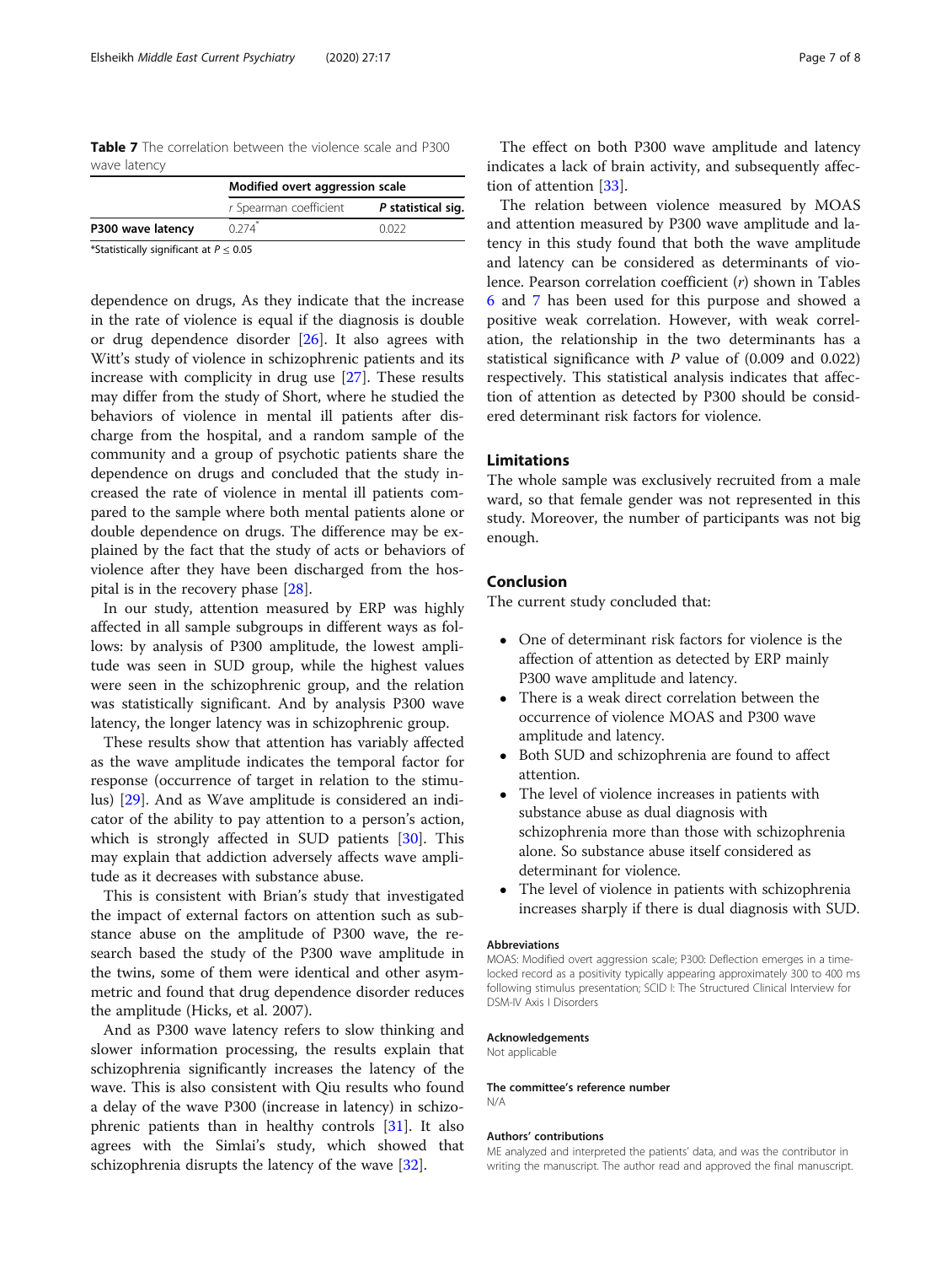**Table 7** The correlation between the violence scale and P300 wave latency

| | Modified overt aggression scale | |
|---|---|---|
| | *r* Spearman coefficient | *P* statistical sig. |
| **P300 wave latency** | 0.274* | 0.022 |

*Statistically significant at $P \leq 0.05$

dependence on drugs, As they indicate that the increase in the rate of violence is equal if the diagnosis is double or drug dependence disorder [26]. It also agrees with Witt's study of violence in schizophrenic patients and its increase with complicity in drug use [27]. These results may differ from the study of Short, where he studied the behaviors of violence in mental ill patients after discharge from the hospital, and a random sample of the community and a group of psychotic patients share the dependence on drugs and concluded that the study increased the rate of violence in mental ill patients compared to the sample where both mental patients alone or double dependence on drugs. The difference may be explained by the fact that the study of acts or behaviors of violence after they have been discharged from the hospital is in the recovery phase [28].

In our study, attention measured by ERP was highly affected in all sample subgroups in different ways as follows: by analysis of P300 amplitude, the lowest amplitude was seen in SUD group, while the highest values were seen in the schizophrenic group, and the relation was statistically significant. And by analysis P300 wave latency, the longer latency was in schizophrenic group.

These results show that attention has variably affected as the wave amplitude indicates the temporal factor for response (occurrence of target in relation to the stimulus) [29]. And as Wave amplitude is considered an indicator of the ability to pay attention to a person's action, which is strongly affected in SUD patients [30]. This may explain that addiction adversely affects wave amplitude as it decreases with substance abuse.

This is consistent with Brian's study that investigated the impact of external factors on attention such as substance abuse on the amplitude of P300 wave, the research based the study of the P300 wave amplitude in the twins, some of them were identical and other asymmetric and found that drug dependence disorder reduces the amplitude (Hicks, et al. 2007).

And as P300 wave latency refers to slow thinking and slower information processing, the results explain that schizophrenia significantly increases the latency of the wave. This is also consistent with Qiu results who found a delay of the wave P300 (increase in latency) in schizophrenic patients than in healthy controls [31]. It also agrees with the Simlai's study, which showed that schizophrenia disrupts the latency of the wave [32].

The effect on both P300 wave amplitude and latency indicates a lack of brain activity, and subsequently affection of attention [33].

The relation between violence measured by MOAS and attention measured by P300 wave amplitude and latency in this study found that both the wave amplitude and latency can be considered as determinants of violence. Pearson correlation coefficient ($r$) shown in Tables 6 and 7 has been used for this purpose and showed a positive weak correlation. However, with weak correlation, the relationship in the two determinants has a statistical significance with $P$ value of (0.009 and 0.022) respectively. This statistical analysis indicates that affection of attention as detected by P300 should be considered determinant risk factors for violence.

## Limitations

The whole sample was exclusively recruited from a male ward, so that female gender was not represented in this study. Moreover, the number of participants was not big enough.

## Conclusion

The current study concluded that:

- One of determinant risk factors for violence is the affection of attention as detected by ERP mainly P300 wave amplitude and latency.
- There is a weak direct correlation between the occurrence of violence MOAS and P300 wave amplitude and latency.
- Both SUD and schizophrenia are found to affect attention.
- The level of violence increases in patients with substance abuse as dual diagnosis with schizophrenia more than those with schizophrenia alone. So substance abuse itself considered as determinant for violence.
- The level of violence in patients with schizophrenia increases sharply if there is dual diagnosis with SUD.

### Abbreviations

MOAS: Modified overt aggression scale; P300: Deflection emerges in a time-locked record as a positivity typically appearing approximately 300 to 400 ms following stimulus presentation; SCID I: The Structured Clinical Interview for DSM-IV Axis I Disorders

### Acknowledgements

Not applicable

### The committee's reference number

N/A

### Authors' contributions

ME analyzed and interpreted the patients' data, and was the contributor in writing the manuscript. The author read and approved the final manuscript.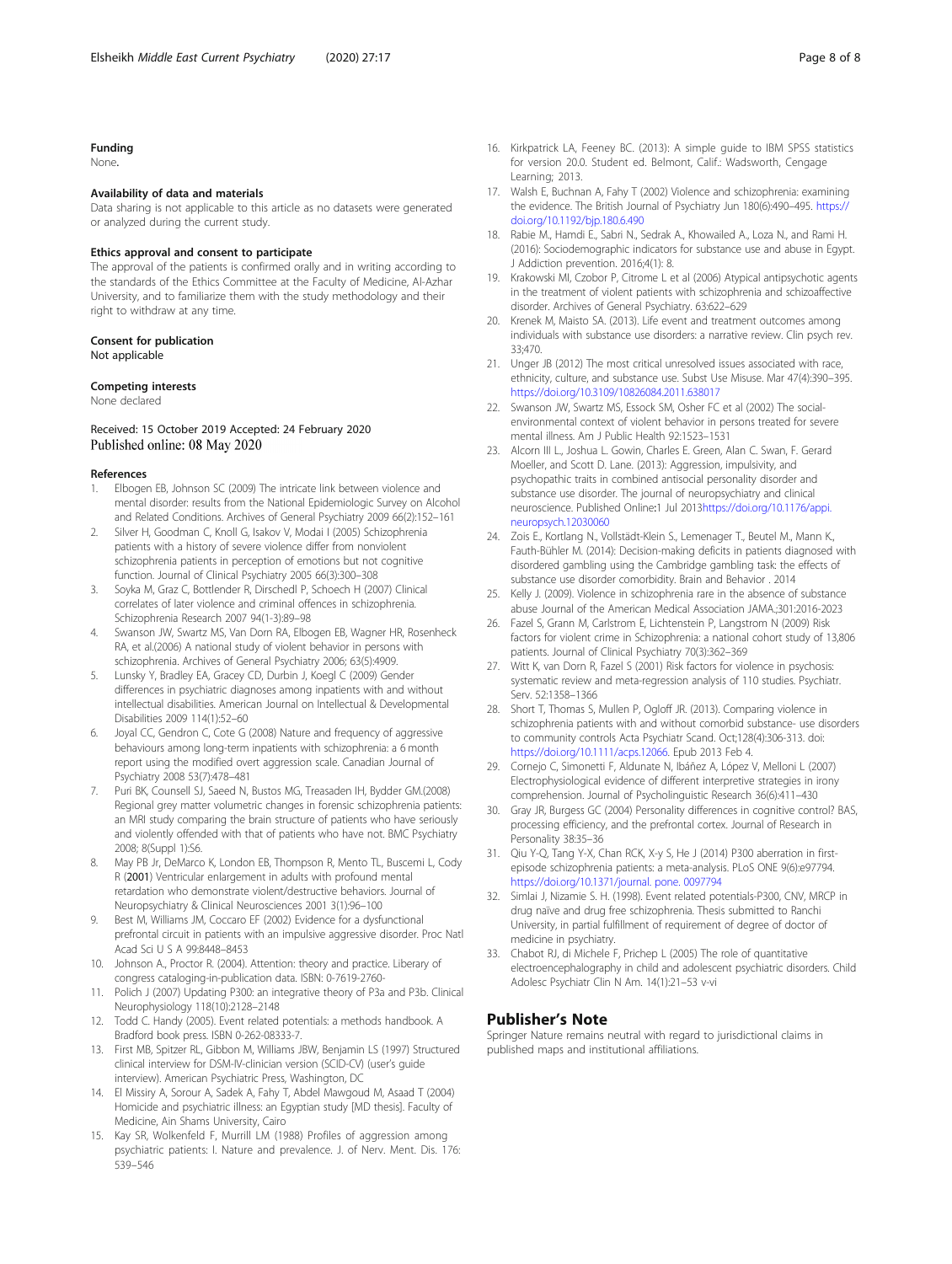## Funding

None.

## Availability of data and materials

Data sharing is not applicable to this article as no datasets were generated or analyzed during the current study.

## Ethics approval and consent to participate

The approval of the patients is confirmed orally and in writing according to the standards of the Ethics Committee at the Faculty of Medicine, Al-Azhar University, and to familiarize them with the study methodology and their right to withdraw at any time.

## Consent for publication

Not applicable

## Competing interests

None declared

Received: 15 October 2019 Accepted: 24 February 2020
Published online: 08 May 2020

## References

1. Elbogen EB, Johnson SC (2009) The intricate link between violence and mental disorder: results from the National Epidemiologic Survey on Alcohol and Related Conditions. Archives of General Psychiatry 2009 66(2):152–161
2. Silver H, Goodman C, Knoll G, Isakov V, Modai I (2005) Schizophrenia patients with a history of severe violence differ from nonviolent schizophrenia patients in perception of emotions but not cognitive function. Journal of Clinical Psychiatry 2005 66(3):300–308
3. Soyka M, Graz C, Bottlender R, Dirschedl P, Schoech H (2007) Clinical correlates of later violence and criminal offences in schizophrenia. Schizophrenia Research 2007 94(1-3):89–98
4. Swanson JW, Swartz MS, Van Dorn RA, Elbogen EB, Wagner HR, Rosenheck RA, et al.(2006) A national study of violent behavior in persons with schizophrenia. Archives of General Psychiatry 2006; 63(5):4909.
5. Lunsky Y, Bradley EA, Gracey CD, Durbin J, Koegl C (2009) Gender differences in psychiatric diagnoses among inpatients with and without intellectual disabilities. American Journal on Intellectual & Developmental Disabilities 2009 114(1):52–60
6. Joyal CC, Gendron C, Cote G (2008) Nature and frequency of aggressive behaviours among long-term inpatients with schizophrenia: a 6 month report using the modified overt aggression scale. Canadian Journal of Psychiatry 2008 53(7):478–481
7. Puri BK, Counsell SJ, Saeed N, Bustos MG, Treasaden IH, Bydder GM.(2008) Regional grey matter volumetric changes in forensic schizophrenia patients: an MRI study comparing the brain structure of patients who have seriously and violently offended with that of patients who have not. BMC Psychiatry 2008; 8(Suppl 1):S6.
8. May PB Jr, DeMarco K, London EB, Thompson R, Mento TL, Buscemi L, Cody R (**2001**) Ventricular enlargement in adults with profound mental retardation who demonstrate violent/destructive behaviors. Journal of Neuropsychiatry & Clinical Neurosciences 2001 3(1):96–100
9. Best M, Williams JM, Coccaro EF (2002) Evidence for a dysfunctional prefrontal circuit in patients with an impulsive aggressive disorder. Proc Natl Acad Sci U S A 99:8448–8453
10. Johnson A., Proctor R. (2004). Attention: theory and practice. Liberary of congress cataloging-in-publication data. ISBN: 0-7619-2760-
11. Polich J (2007) Updating P300: an integrative theory of P3a and P3b. Clinical Neurophysiology 118(10):2128–2148
12. Todd C. Handy (2005). Event related potentials: a methods handbook. A Bradford book press. ISBN 0-262-08333-7.
13. First MB, Spitzer RL, Gibbon M, Williams JBW, Benjamin LS (1997) Structured clinical interview for DSM-IV-clinician version (SCID-CV) (user's guide interview). American Psychiatric Press, Washington, DC
14. El Missiry A, Sorour A, Sadek A, Fahy T, Abdel Mawgoud M, Asaad T (2004) Homicide and psychiatric illness: an Egyptian study [MD thesis]. Faculty of Medicine, Ain Shams University, Cairo
15. Kay SR, Wolkenfeld F, Murrill LM (1988) Profiles of aggression among psychiatric patients: I. Nature and prevalence. J. of Nerv. Ment. Dis. 176: 539–546
16. Kirkpatrick LA, Feeney BC. (2013): A simple guide to IBM SPSS statistics for version 20.0. Student ed. Belmont, Calif.: Wadsworth, Cengage Learning; 2013.
17. Walsh E, Buchnan A, Fahy T (2002) Violence and schizophrenia: examining the evidence. The British Journal of Psychiatry Jun 180(6):490–495. https://doi.org/10.1192/bjp.180.6.490
18. Rabie M., Hamdi E., Sabri N., Sedrak A., Khowailed A., Loza N., and Rami H. (2016): Sociodemographic indicators for substance use and abuse in Egypt. J Addiction prevention. 2016;4(1): 8.
19. Krakowski MI, Czobor P, Citrome L et al (2006) Atypical antipsychotic agents in the treatment of violent patients with schizophrenia and schizoaffective disorder. Archives of General Psychiatry. 63:622–629
20. Krenek M, Maisto SA. (2013). Life event and treatment outcomes among individuals with substance use disorders: a narrative review. Clin psych rev. 33;470.
21. Unger JB (2012) The most critical unresolved issues associated with race, ethnicity, culture, and substance use. Subst Use Misuse. Mar 47(4):390–395. https://doi.org/10.3109/10826084.2011.638017
22. Swanson JW, Swartz MS, Essock SM, Osher FC et al (2002) The social-environmental context of violent behavior in persons treated for severe mental illness. Am J Public Health 92:1523–1531
23. Alcorn III L., Joshua L. Gowin, Charles E. Green, Alan C. Swan, F. Gerard Moeller, and Scott D. Lane. (2013): Aggression, impulsivity, and psychopathic traits in combined antisocial personality disorder and substance use disorder. The journal of neuropsychiatry and clinical neuroscience. Published Online**:**1 Jul 2013https://doi.org/10.1176/appi.neuropsych.12030060
24. Zois E., Kortlang N., Vollstädt-Klein S., Lemenager T., Beutel M., Mann K., Fauth-Bühler M. (2014): Decision-making deficits in patients diagnosed with disordered gambling using the Cambridge gambling task: the effects of substance use disorder comorbidity. Brain and Behavior . 2014
25. Kelly J. (2009). Violence in schizophrenia rare in the absence of substance abuse Journal of the American Medical Association JAMA.;301:2016-2023
26. Fazel S, Grann M, Carlstrom E, Lichtenstein P, Langstrom N (2009) Risk factors for violent crime in Schizophrenia: a national cohort study of 13,806 patients. Journal of Clinical Psychiatry 70(3):362–369
27. Witt K, van Dorn R, Fazel S (2001) Risk factors for violence in psychosis: systematic review and meta-regression analysis of 110 studies. Psychiatr. Serv. 52:1358–1366
28. Short T, Thomas S, Mullen P, Ogloff JR. (2013). Comparing violence in schizophrenia patients with and without comorbid substance- use disorders to community controls Acta Psychiatr Scand. Oct;128(4):306-313. doi: https://doi.org/10.1111/acps.12066. Epub 2013 Feb 4.
29. Cornejo C, Simonetti F, Aldunate N, Ibáñez A, López V, Melloni L (2007) Electrophysiological evidence of different interpretive strategies in irony comprehension. Journal of Psycholinguistic Research 36(6):411–430
30. Gray JR, Burgess GC (2004) Personality differences in cognitive control? BAS, processing efficiency, and the prefrontal cortex. Journal of Research in Personality 38:35–36
31. Qiu Y-Q, Tang Y-X, Chan RCK, X-y S, He J (2014) P300 aberration in first-episode schizophrenia patients: a meta-analysis. PLoS ONE 9(6):e97794. https://doi.org/10.1371/journal. pone. 0097794
32. Simlai J, Nizamie S. H. (1998). Event related potentials-P300, CNV, MRCP in drug naïve and drug free schizophrenia. Thesis submitted to Ranchi University, in partial fulfillment of requirement of degree of doctor of medicine in psychiatry.
33. Chabot RJ, di Michele F, Prichep L (2005) The role of quantitative electroencephalography in child and adolescent psychiatric disorders. Child Adolesc Psychiatr Clin N Am. 14(1):21–53 v-vi

## Publisher's Note

Springer Nature remains neutral with regard to jurisdictional claims in published maps and institutional affiliations.